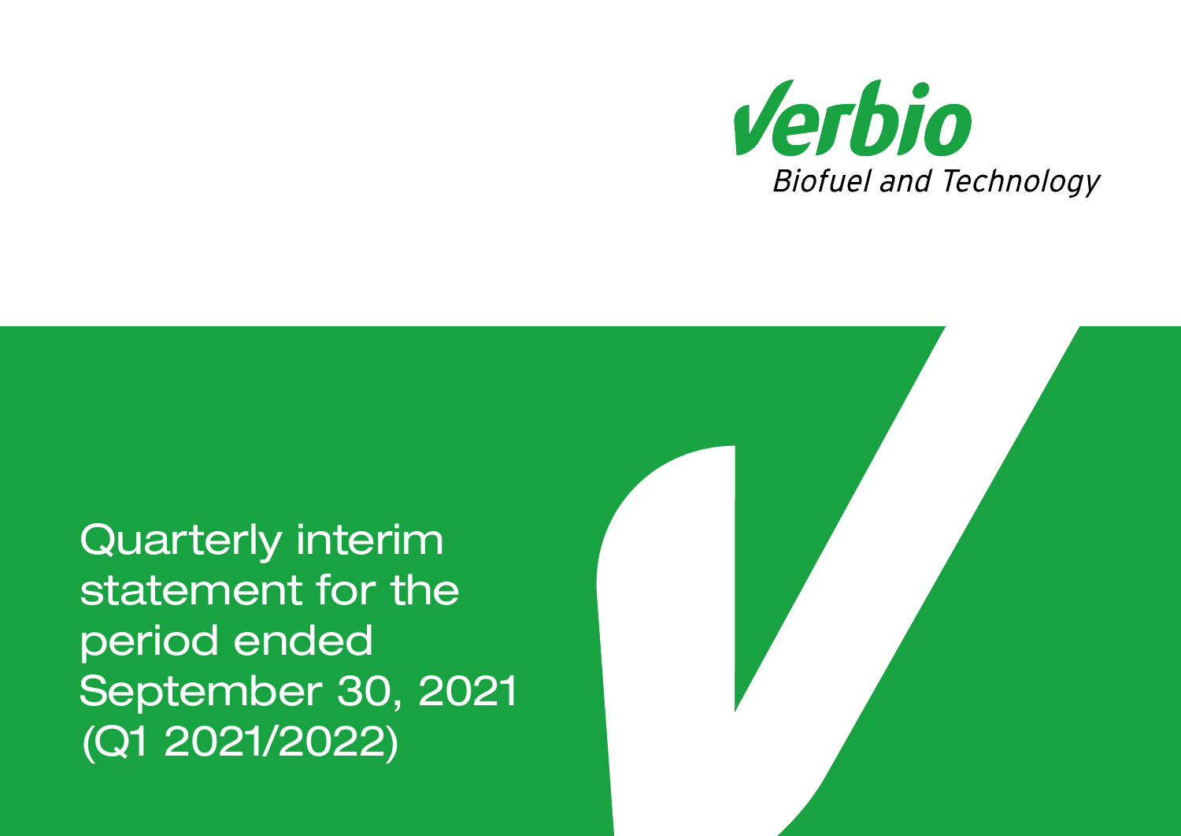Verbio

Biofuel and Technology

# Quarterly interim statement for the period ended September 30, 2021 (Q1 2021/2022)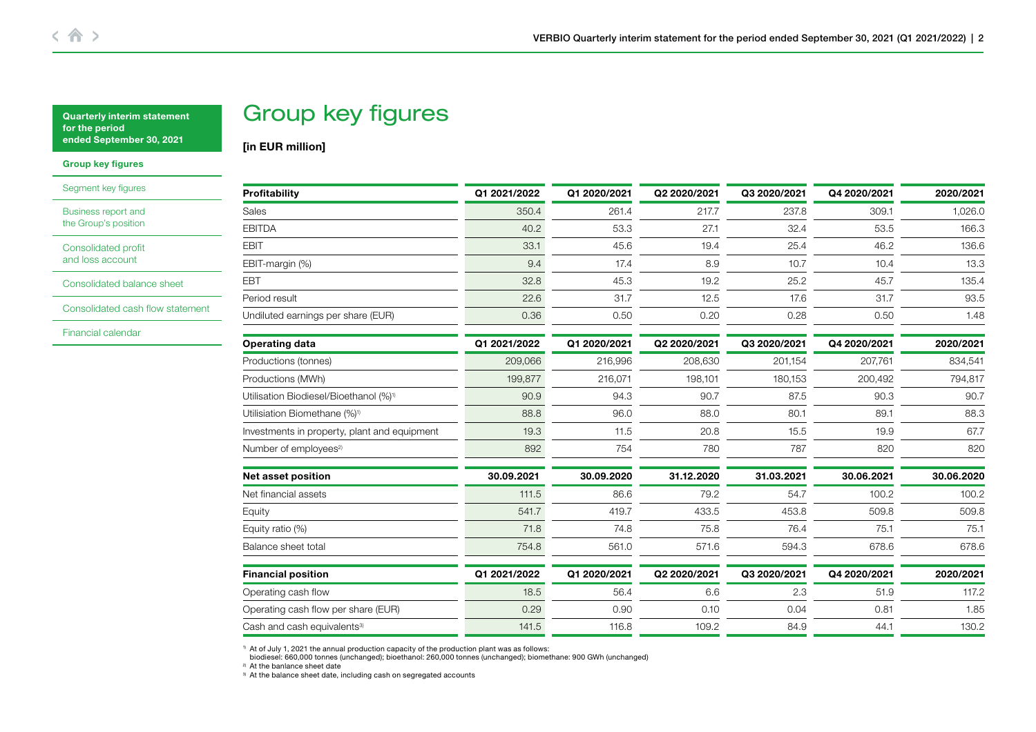Quarterly interim statement for the period ended September 30, 2021

Group key figures

Segment key figures

Business report and the Group's position

Consolidated profit and loss account

Consolidated balance sheet

Consolidated cash flow statement

Financial calendar

# Group key figures

**[in EUR million]**

| **Profitability** | **Q1 2021/2022** | **Q1 2020/2021** | **Q2 2020/2021** | **Q3 2020/2021** | **Q4 2020/2021** | **2020/2021** |
|---|---|---|---|---|---|---|
| Sales | 350.4 | 261.4 | 217.7 | 237.8 | 309.1 | 1,026.0 |
| EBITDA | 40.2 | 53.3 | 27.1 | 32.4 | 53.5 | 166.3 |
| EBIT | 33.1 | 45.6 | 19.4 | 25.4 | 46.2 | 136.6 |
| EBIT-margin (%) | 9.4 | 17.4 | 8.9 | 10.7 | 10.4 | 13.3 |
| EBT | 32.8 | 45.3 | 19.2 | 25.2 | 45.7 | 135.4 |
| Period result | 22.6 | 31.7 | 12.5 | 17.6 | 31.7 | 93.5 |
| Undiluted earnings per share (EUR) | 0.36 | 0.50 | 0.20 | 0.28 | 0.50 | 1.48 |

| **Operating data** | **Q1 2021/2022** | **Q1 2020/2021** | **Q2 2020/2021** | **Q3 2020/2021** | **Q4 2020/2021** | **2020/2021** |
|---|---|---|---|---|---|---|
| Productions (tonnes) | 209,066 | 216,996 | 208,630 | 201,154 | 207,761 | 834,541 |
| Productions (MWh) | 199,877 | 216,071 | 198,101 | 180,153 | 200,492 | 794,817 |
| Utilisation Biodiesel/Bioethanol (%)[1] | 90.9 | 94.3 | 90.7 | 87.5 | 90.3 | 90.7 |
| Utilisiation Biomethane (%)[1] | 88.8 | 96.0 | 88.0 | 80.1 | 89.1 | 88.3 |
| Investments in property, plant and equipment | 19.3 | 11.5 | 20.8 | 15.5 | 19.9 | 67.7 |
| Number of employees[2] | 892 | 754 | 780 | 787 | 820 | 820 |

| **Net asset position** | **30.09.2021** | **30.09.2020** | **31.12.2020** | **31.03.2021** | **30.06.2021** | **30.06.2020** |
|---|---|---|---|---|---|---|
| Net financial assets | 111.5 | 86.6 | 79.2 | 54.7 | 100.2 | 100.2 |
| Equity | 541.7 | 419.7 | 433.5 | 453.8 | 509.8 | 509.8 |
| Equity ratio (%) | 71.8 | 74.8 | 75.8 | 76.4 | 75.1 | 75.1 |
| Balance sheet total | 754.8 | 561.0 | 571.6 | 594.3 | 678.6 | 678.6 |

| **Financial position** | **Q1 2021/2022** | **Q1 2020/2021** | **Q2 2020/2021** | **Q3 2020/2021** | **Q4 2020/2021** | **2020/2021** |
|---|---|---|---|---|---|---|
| Operating cash flow | 18.5 | 56.4 | 6.6 | 2.3 | 51.9 | 117.2 |
| Operating cash flow per share (EUR) | 0.29 | 0.90 | 0.10 | 0.04 | 0.81 | 1.85 |
| Cash and cash equivalents[3] | 141.5 | 116.8 | 109.2 | 84.9 | 44.1 | 130.2 |

[1] At of July 1, 2021 the annual production capacity of the production plant was as follows: biodiesel: 660,000 tonnes (unchanged); bioethanol: 260,000 tonnes (unchanged); biomethane: 900 GWh (unchanged)

[2] At the banlance sheet date

[3] At the balance sheet date, including cash on segregated accounts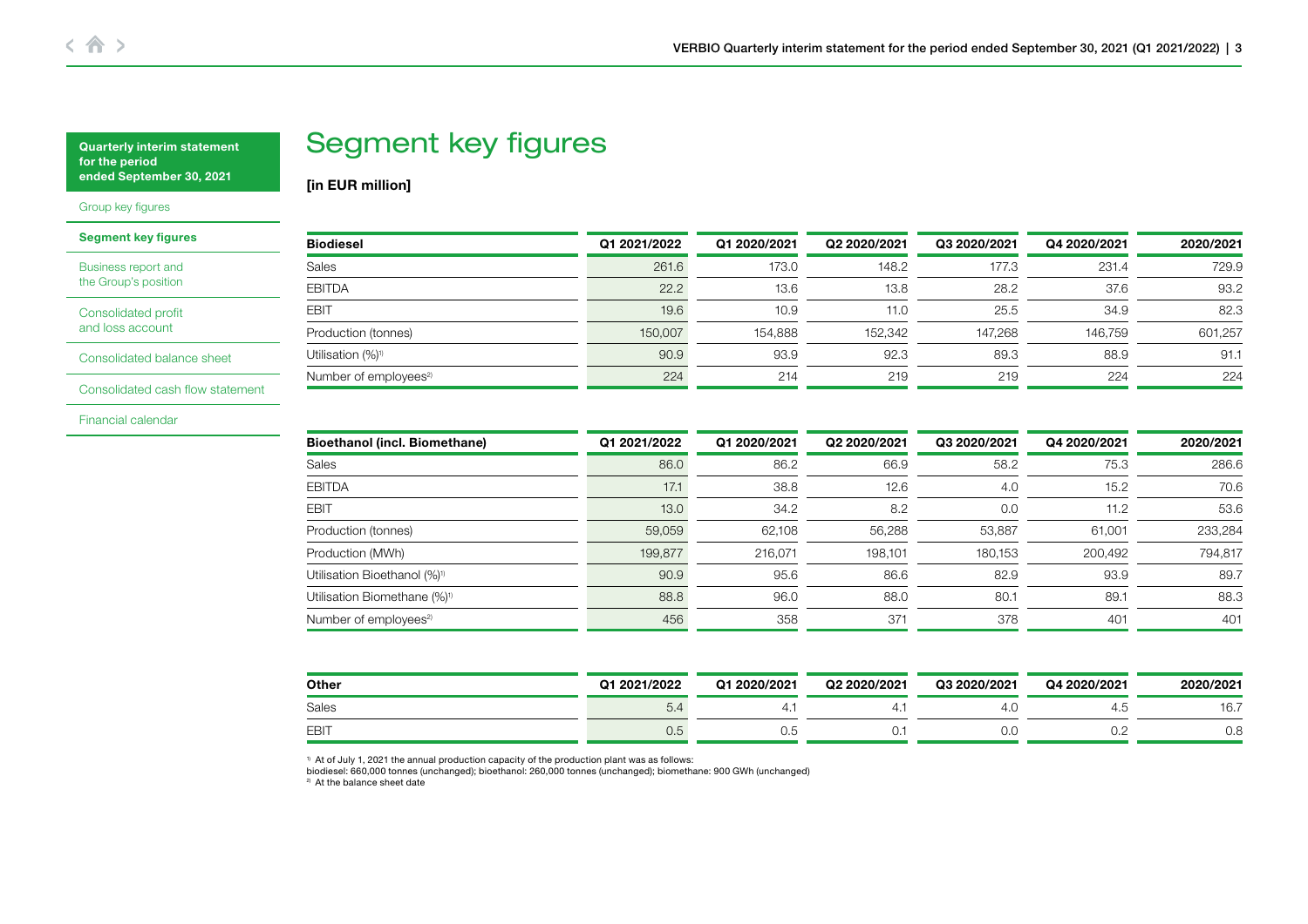# Segment key figures

**[in EUR million]**

| Biodiesel | Q1 2021/2022 | Q1 2020/2021 | Q2 2020/2021 | Q3 2020/2021 | Q4 2020/2021 | 2020/2021 |
|---|---|---|---|---|---|---|
| Sales | 261.6 | 173.0 | 148.2 | 177.3 | 231.4 | 729.9 |
| EBITDA | 22.2 | 13.6 | 13.8 | 28.2 | 37.6 | 93.2 |
| EBIT | 19.6 | 10.9 | 11.0 | 25.5 | 34.9 | 82.3 |
| Production (tonnes) | 150,007 | 154,888 | 152,342 | 147,268 | 146,759 | 601,257 |
| Utilisation (%)[1] | 90.9 | 93.9 | 92.3 | 89.3 | 88.9 | 91.1 |
| Number of employees[2] | 224 | 214 | 219 | 219 | 224 | 224 |

| Bioethanol (incl. Biomethane) | Q1 2021/2022 | Q1 2020/2021 | Q2 2020/2021 | Q3 2020/2021 | Q4 2020/2021 | 2020/2021 |
|---|---|---|---|---|---|---|
| Sales | 86.0 | 86.2 | 66.9 | 58.2 | 75.3 | 286.6 |
| EBITDA | 17.1 | 38.8 | 12.6 | 4.0 | 15.2 | 70.6 |
| EBIT | 13.0 | 34.2 | 8.2 | 0.0 | 11.2 | 53.6 |
| Production (tonnes) | 59,059 | 62,108 | 56,288 | 53,887 | 61,001 | 233,284 |
| Production (MWh) | 199,877 | 216,071 | 198,101 | 180,153 | 200,492 | 794,817 |
| Utilisation Bioethanol (%)[1] | 90.9 | 95.6 | 86.6 | 82.9 | 93.9 | 89.7 |
| Utilisation Biomethane (%)[1] | 88.8 | 96.0 | 88.0 | 80.1 | 89.1 | 88.3 |
| Number of employees[2] | 456 | 358 | 371 | 378 | 401 | 401 |

| Other | Q1 2021/2022 | Q1 2020/2021 | Q2 2020/2021 | Q3 2020/2021 | Q4 2020/2021 | 2020/2021 |
|---|---|---|---|---|---|---|
| Sales | 5.4 | 4.1 | 4.1 | 4.0 | 4.5 | 16.7 |
| EBIT | 0.5 | 0.5 | 0.1 | 0.0 | 0.2 | 0.8 |

[1] At of July 1, 2021 the annual production capacity of the production plant was as follows:
biodiesel: 660,000 tonnes (unchanged); bioethanol: 260,000 tonnes (unchanged); biomethane: 900 GWh (unchanged)
[2] At the balance sheet date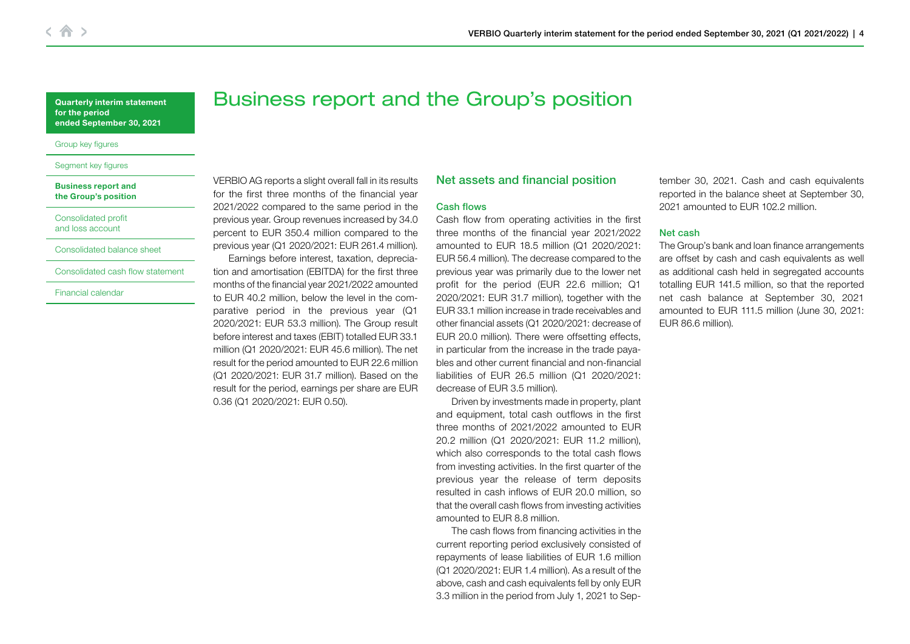# Business report and the Group's position

VERBIO AG reports a slight overall fall in its results for the first three months of the financial year 2021/2022 compared to the same period in the previous year. Group revenues increased by 34.0 percent to EUR 350.4 million compared to the previous year (Q1 2020/2021: EUR 261.4 million).

Earnings before interest, taxation, depreciation and amortisation (EBITDA) for the first three months of the financial year 2021/2022 amounted to EUR 40.2 million, below the level in the comparative period in the previous year (Q1 2020/2021: EUR 53.3 million). The Group result before interest and taxes (EBIT) totalled EUR 33.1 million (Q1 2020/2021: EUR 45.6 million). The net result for the period amounted to EUR 22.6 million (Q1 2020/2021: EUR 31.7 million). Based on the result for the period, earnings per share are EUR 0.36 (Q1 2020/2021: EUR 0.50).

## Net assets and financial position

### Cash flows

Cash flow from operating activities in the first three months of the financial year 2021/2022 amounted to EUR 18.5 million (Q1 2020/2021: EUR 56.4 million). The decrease compared to the previous year was primarily due to the lower net profit for the period (EUR 22.6 million; Q1 2020/2021: EUR 31.7 million), together with the EUR 33.1 million increase in trade receivables and other financial assets (Q1 2020/2021: decrease of EUR 20.0 million). There were offsetting effects, in particular from the increase in the trade payables and other current financial and non-financial liabilities of EUR 26.5 million (Q1 2020/2021: decrease of EUR 3.5 million).

Driven by investments made in property, plant and equipment, total cash outflows in the first three months of 2021/2022 amounted to EUR 20.2 million (Q1 2020/2021: EUR 11.2 million), which also corresponds to the total cash flows from investing activities. In the first quarter of the previous year the release of term deposits resulted in cash inflows of EUR 20.0 million, so that the overall cash flows from investing activities amounted to EUR 8.8 million.

The cash flows from financing activities in the current reporting period exclusively consisted of repayments of lease liabilities of EUR 1.6 million (Q1 2020/2021: EUR 1.4 million). As a result of the above, cash and cash equivalents fell by only EUR 3.3 million in the period from July 1, 2021 to September 30, 2021. Cash and cash equivalents reported in the balance sheet at September 30, 2021 amounted to EUR 102.2 million.

### Net cash

The Group's bank and loan finance arrangements are offset by cash and cash equivalents as well as additional cash held in segregated accounts totalling EUR 141.5 million, so that the reported net cash balance at September 30, 2021 amounted to EUR 111.5 million (June 30, 2021: EUR 86.6 million).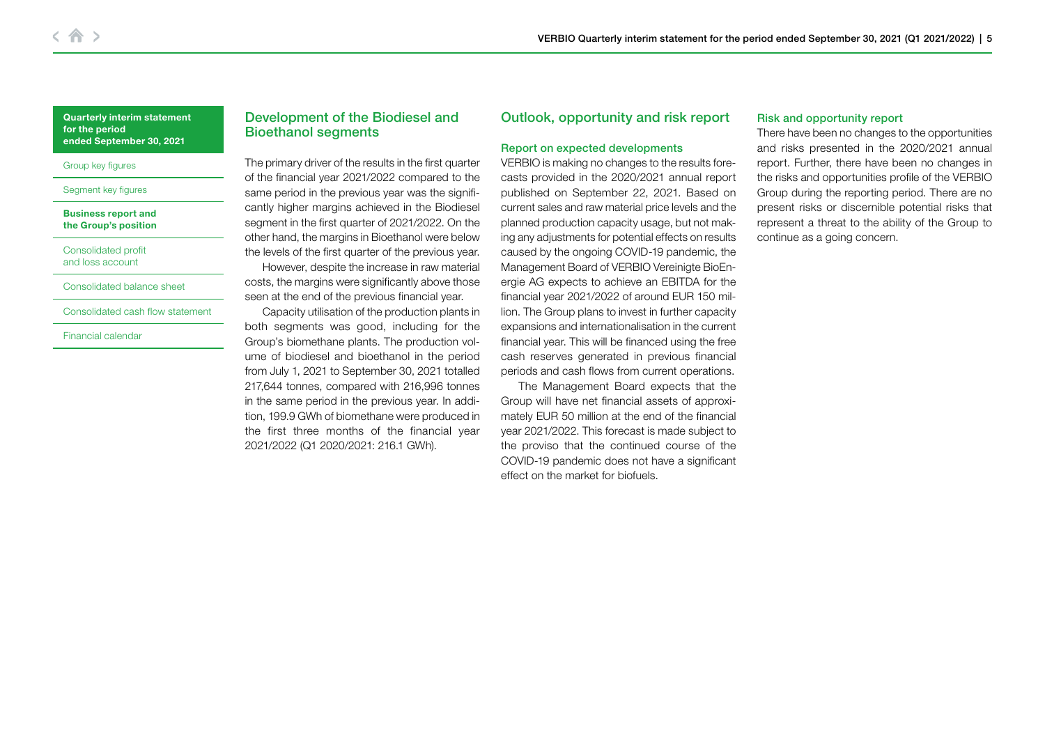## Development of the Biodiesel and Bioethanol segments

The primary driver of the results in the first quarter of the financial year 2021/2022 compared to the same period in the previous year was the significantly higher margins achieved in the Biodiesel segment in the first quarter of 2021/2022. On the other hand, the margins in Bioethanol were below the levels of the first quarter of the previous year.

However, despite the increase in raw material costs, the margins were significantly above those seen at the end of the previous financial year.

Capacity utilisation of the production plants in both segments was good, including for the Group's biomethane plants. The production volume of biodiesel and bioethanol in the period from July 1, 2021 to September 30, 2021 totalled 217,644 tonnes, compared with 216,996 tonnes in the same period in the previous year. In addition, 199.9 GWh of biomethane were produced in the first three months of the financial year 2021/2022 (Q1 2020/2021: 216.1 GWh).

## Outlook, opportunity and risk report

### Report on expected developments

VERBIO is making no changes to the results forecasts provided in the 2020/2021 annual report published on September 22, 2021. Based on current sales and raw material price levels and the planned production capacity usage, but not making any adjustments for potential effects on results caused by the ongoing COVID-19 pandemic, the Management Board of VERBIO Vereinigte BioEnergie AG expects to achieve an EBITDA for the financial year 2021/2022 of around EUR 150 million. The Group plans to invest in further capacity expansions and internationalisation in the current financial year. This will be financed using the free cash reserves generated in previous financial periods and cash flows from current operations.

The Management Board expects that the Group will have net financial assets of approximately EUR 50 million at the end of the financial year 2021/2022. This forecast is made subject to the proviso that the continued course of the COVID-19 pandemic does not have a significant effect on the market for biofuels.

### Risk and opportunity report

There have been no changes to the opportunities and risks presented in the 2020/2021 annual report. Further, there have been no changes in the risks and opportunities profile of the VERBIO Group during the reporting period. There are no present risks or discernible potential risks that represent a threat to the ability of the Group to continue as a going concern.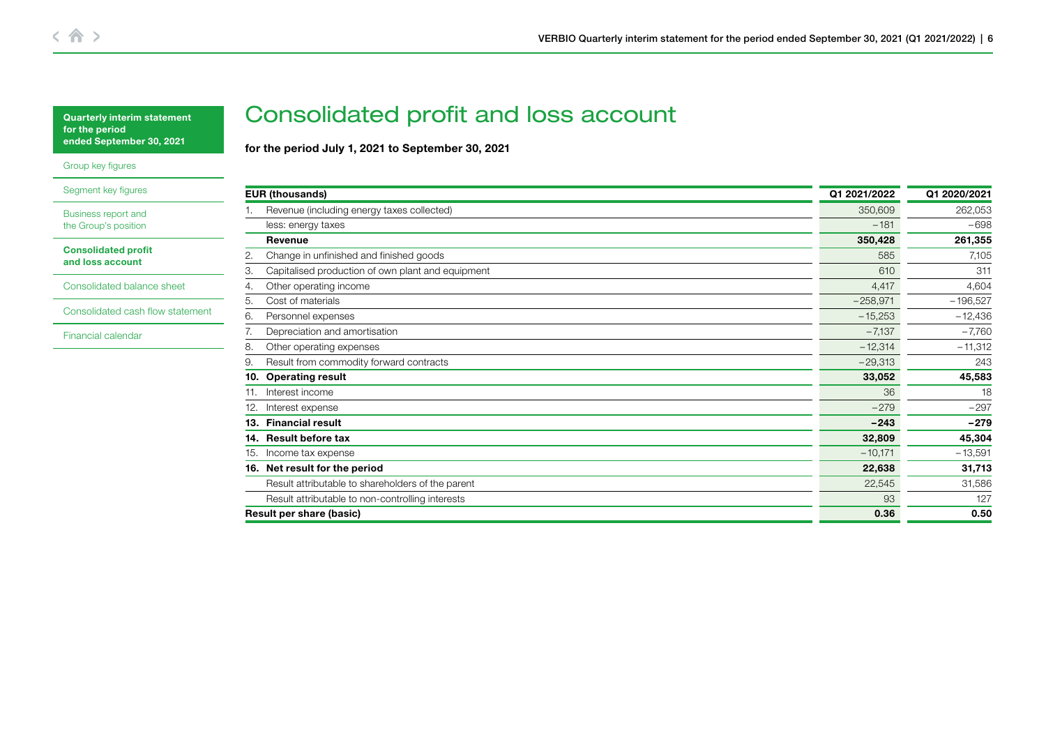# Consolidated profit and loss account

**for the period July 1, 2021 to September 30, 2021**

| EUR (thousands) | Q1 2021/2022 | Q1 2020/2021 |
|---|---|---|
| 1. Revenue (including energy taxes collected) | 350,609 | 262,053 |
| less: energy taxes | −181 | −698 |
| **Revenue** | **350,428** | **261,355** |
| 2. Change in unfinished and finished goods | 585 | 7,105 |
| 3. Capitalised production of own plant and equipment | 610 | 311 |
| 4. Other operating income | 4,417 | 4,604 |
| 5. Cost of materials | −258,971 | −196,527 |
| 6. Personnel expenses | −15,253 | −12,436 |
| 7. Depreciation and amortisation | −7,137 | −7,760 |
| 8. Other operating expenses | −12,314 | −11,312 |
| 9. Result from commodity forward contracts | −29,313 | 243 |
| **10. Operating result** | **33,052** | **45,583** |
| 11. Interest income | 36 | 18 |
| 12. Interest expense | −279 | −297 |
| **13. Financial result** | **−243** | **−279** |
| **14. Result before tax** | **32,809** | **45,304** |
| 15. Income tax expense | −10,171 | −13,591 |
| **16. Net result for the period** | **22,638** | **31,713** |
| Result attributable to shareholders of the parent | 22,545 | 31,586 |
| Result attributable to non-controlling interests | 93 | 127 |
| **Result per share (basic)** | **0.36** | **0.50** |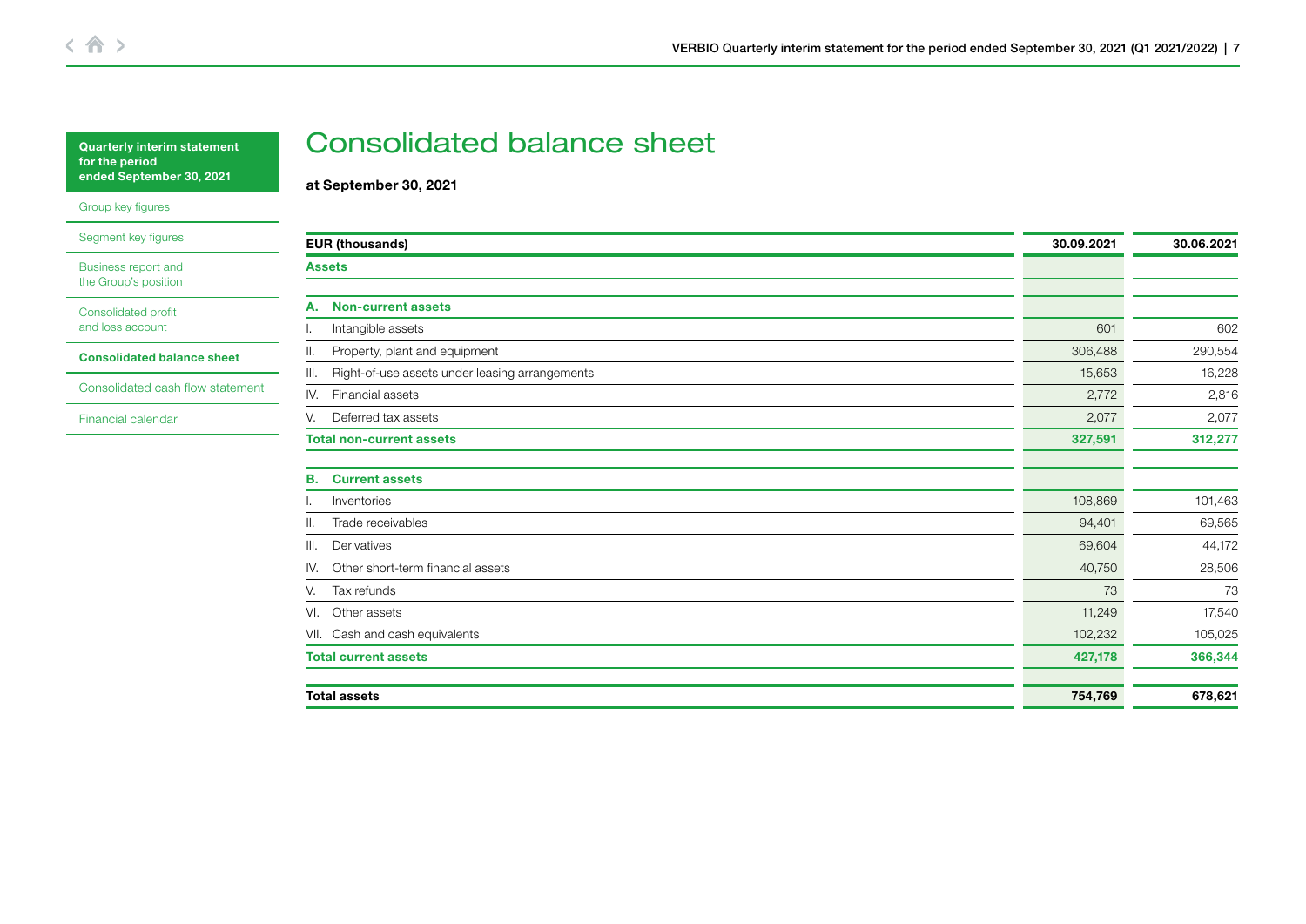Quarterly interim statement for the period ended September 30, 2021

Group key figures

Segment key figures

Business report and the Group's position

Consolidated profit and loss account

**Consolidated balance sheet**

Consolidated cash flow statement

Financial calendar

# Consolidated balance sheet

**at September 30, 2021**

| EUR (thousands) | 30.09.2021 | 30.06.2021 |
|---|---|---|
| **Assets** | | |
| | | |
| **A. Non-current assets** | | |
| I. Intangible assets | 601 | 602 |
| II. Property, plant and equipment | 306,488 | 290,554 |
| III. Right-of-use assets under leasing arrangements | 15,653 | 16,228 |
| IV. Financial assets | 2,772 | 2,816 |
| V. Deferred tax assets | 2,077 | 2,077 |
| **Total non-current assets** | **327,591** | **312,277** |
| | | |
| **B. Current assets** | | |
| I. Inventories | 108,869 | 101,463 |
| II. Trade receivables | 94,401 | 69,565 |
| III. Derivatives | 69,604 | 44,172 |
| IV. Other short-term financial assets | 40,750 | 28,506 |
| V. Tax refunds | 73 | 73 |
| VI. Other assets | 11,249 | 17,540 |
| VII. Cash and cash equivalents | 102,232 | 105,025 |
| **Total current assets** | **427,178** | **366,344** |
| | | |
| **Total assets** | **754,769** | **678,621** |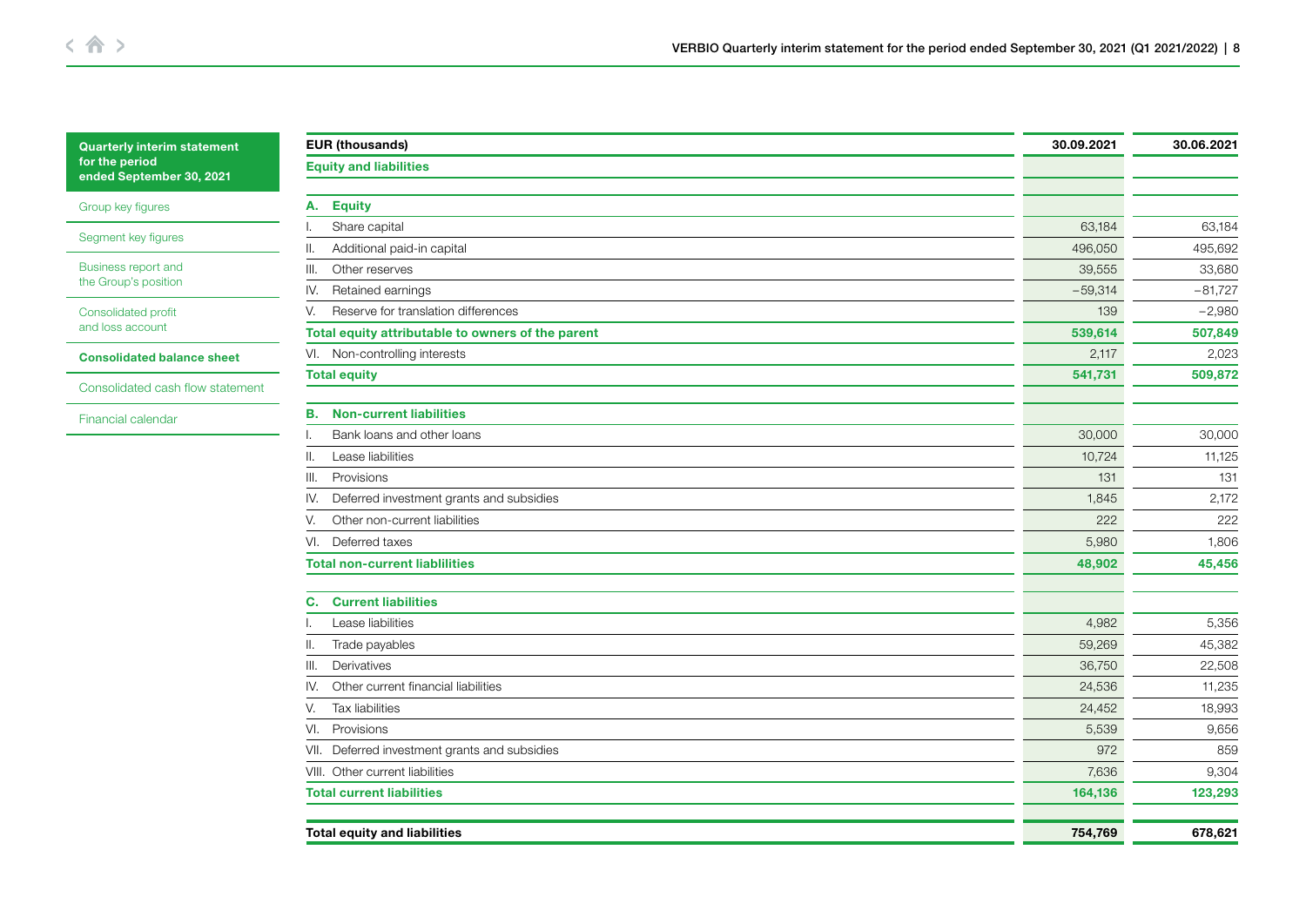Quarterly interim statement for the period ended September 30, 2021

- Group key figures
- Segment key figures
- Business report and the Group's position
- Consolidated profit and loss account
- **Consolidated balance sheet**
- Consolidated cash flow statement
- Financial calendar

| EUR (thousands) | 30.09.2021 | 30.06.2021 |
|---|---|---|
| **Equity and liabilities** | | |
| **A. Equity** | | |
| I. Share capital | 63,184 | 63,184 |
| II. Additional paid-in capital | 496,050 | 495,692 |
| III. Other reserves | 39,555 | 33,680 |
| IV. Retained earnings | −59,314 | −81,727 |
| V. Reserve for translation differences | 139 | −2,980 |
| **Total equity attributable to owners of the parent** | **539,614** | **507,849** |
| VI. Non-controlling interests | 2,117 | 2,023 |
| **Total equity** | **541,731** | **509,872** |
| **B. Non-current liabilities** | | |
| I. Bank loans and other loans | 30,000 | 30,000 |
| II. Lease liabilities | 10,724 | 11,125 |
| III. Provisions | 131 | 131 |
| IV. Deferred investment grants and subsidies | 1,845 | 2,172 |
| V. Other non-current liabilities | 222 | 222 |
| VI. Deferred taxes | 5,980 | 1,806 |
| **Total non-current liablilities** | **48,902** | **45,456** |
| **C. Current liabilities** | | |
| I. Lease liabilities | 4,982 | 5,356 |
| II. Trade payables | 59,269 | 45,382 |
| III. Derivatives | 36,750 | 22,508 |
| IV. Other current financial liabilities | 24,536 | 11,235 |
| V. Tax liabilities | 24,452 | 18,993 |
| VI. Provisions | 5,539 | 9,656 |
| VII. Deferred investment grants and subsidies | 972 | 859 |
| VIII. Other current liabilities | 7,636 | 9,304 |
| **Total current liabilities** | **164,136** | **123,293** |
| **Total equity and liabilities** | **754,769** | **678,621** |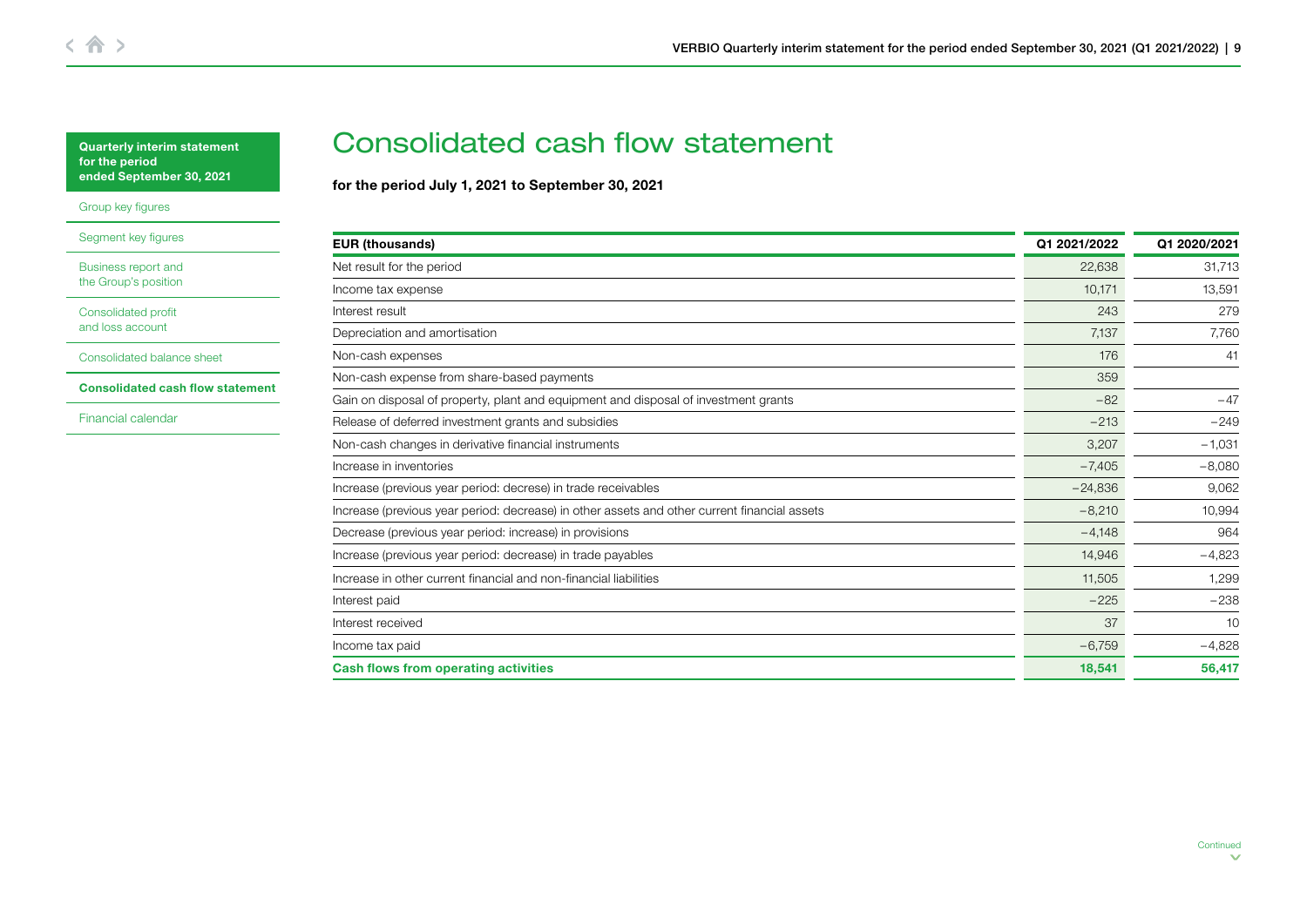# Consolidated cash flow statement

**for the period July 1, 2021 to September 30, 2021**

| EUR (thousands) | Q1 2021/2022 | Q1 2020/2021 |
|---|---|---|
| Net result for the period | 22,638 | 31,713 |
| Income tax expense | 10,171 | 13,591 |
| Interest result | 243 | 279 |
| Depreciation and amortisation | 7,137 | 7,760 |
| Non-cash expenses | 176 | 41 |
| Non-cash expense from share-based payments | 359 | |
| Gain on disposal of property, plant and equipment and disposal of investment grants | −82 | −47 |
| Release of deferred investment grants and subsidies | −213 | −249 |
| Non-cash changes in derivative financial instruments | 3,207 | −1,031 |
| Increase in inventories | −7,405 | −8,080 |
| Increase (previous year period: decrese) in trade receivables | −24,836 | 9,062 |
| Increase (previous year period: decrease) in other assets and other current financial assets | −8,210 | 10,994 |
| Decrease (previous year period: increase) in provisions | −4,148 | 964 |
| Increase (previous year period: decrease) in trade payables | 14,946 | −4,823 |
| Increase in other current financial and non-financial liabilities | 11,505 | 1,299 |
| Interest paid | −225 | −238 |
| Interest received | 37 | 10 |
| Income tax paid | −6,759 | −4,828 |
| **Cash flows from operating activities** | **18,541** | **56,417** |

Continued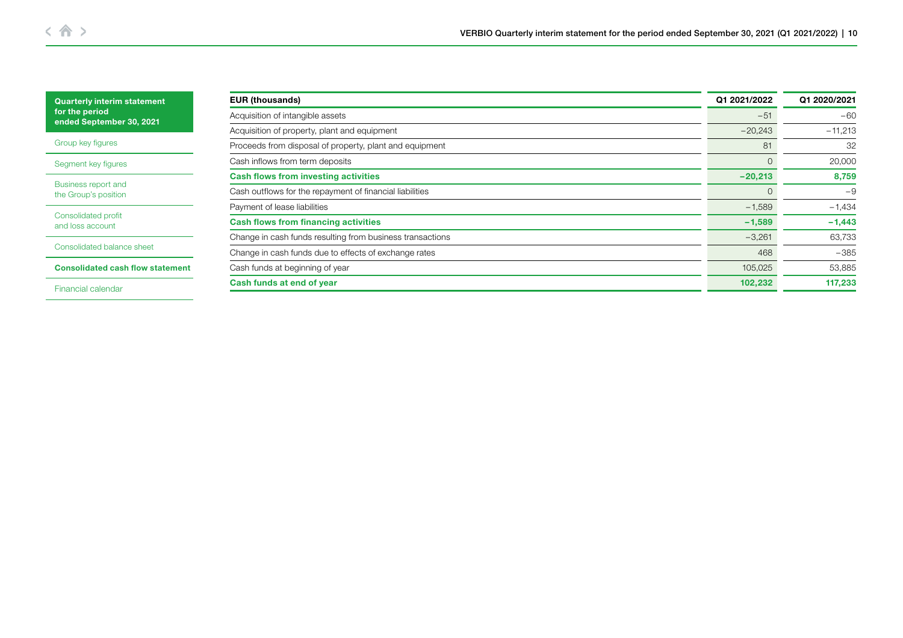| EUR (thousands) | Q1 2021/2022 | Q1 2020/2021 |
|---|---|---|
| Acquisition of intangible assets | −51 | −60 |
| Acquisition of property, plant and equipment | −20,243 | −11,213 |
| Proceeds from disposal of property, plant and equipment | 81 | 32 |
| Cash inflows from term deposits | 0 | 20,000 |
| **Cash flows from investing activities** | **−20,213** | **8,759** |
| Cash outflows for the repayment of financial liabilities | 0 | −9 |
| Payment of lease liabilities | −1,589 | −1,434 |
| **Cash flows from financing activities** | **−1,589** | **−1,443** |
| Change in cash funds resulting from business transactions | −3,261 | 63,733 |
| Change in cash funds due to effects of exchange rates | 468 | −385 |
| Cash funds at beginning of year | 105,025 | 53,885 |
| **Cash funds at end of year** | **102,232** | **117,233** |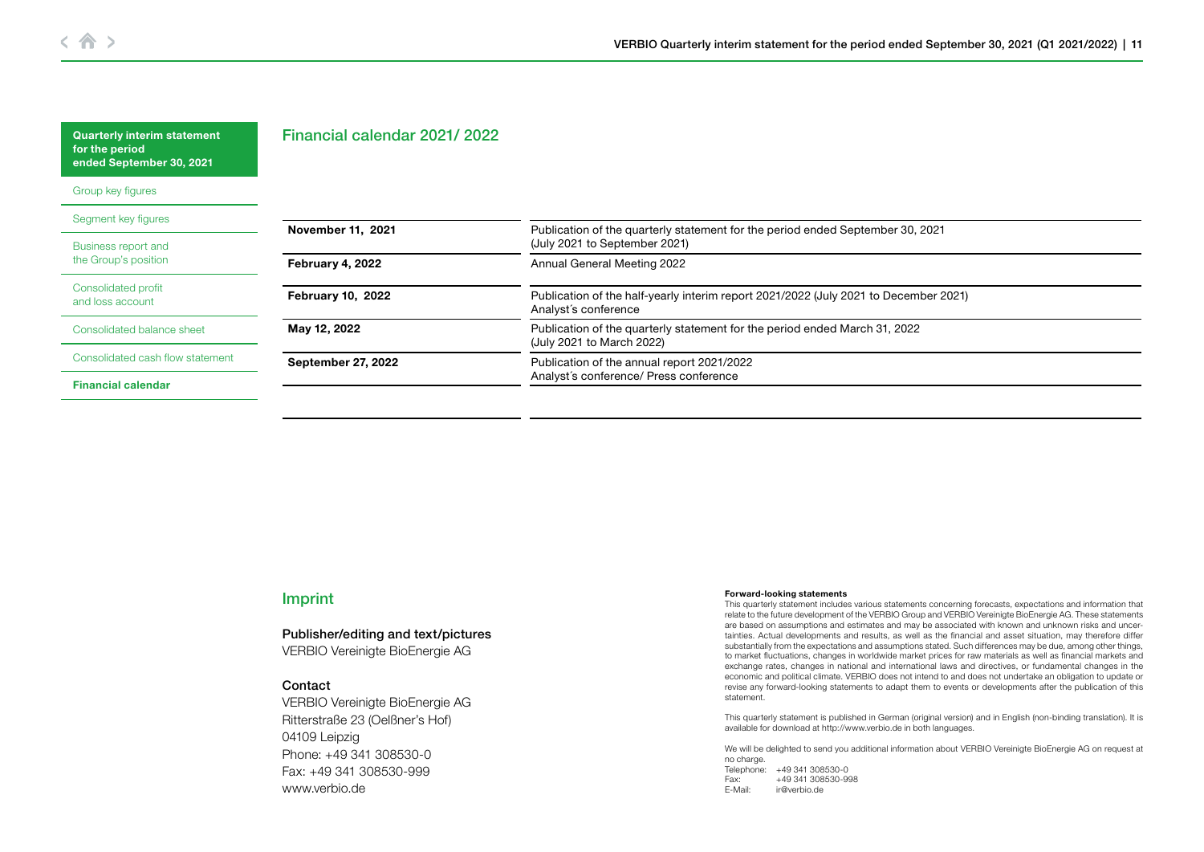Quarterly interim statement for the period ended September 30, 2021

Group key figures

Segment key figures

Business report and the Group's position

Consolidated profit and loss account

Consolidated balance sheet

Consolidated cash flow statement

**Financial calendar**

## Financial calendar 2021/ 2022

| | |
|---|---|
| **November 11, 2021** | Publication of the quarterly statement for the period ended September 30, 2021 (July 2021 to September 2021) |
| **February 4, 2022** | Annual General Meeting 2022 |
| **February 10, 2022** | Publication of the half-yearly interim report 2021/2022 (July 2021 to December 2021) Analyst´s conference |
| **May 12, 2022** | Publication of the quarterly statement for the period ended March 31, 2022 (July 2021 to March 2022) |
| **September 27, 2022** | Publication of the annual report 2021/2022 Analyst´s conference/ Press conference |

## Imprint

### Publisher/editing and text/pictures

VERBIO Vereinigte BioEnergie AG

### Contact

VERBIO Vereinigte BioEnergie AG
Ritterstraße 23 (Oelßner's Hof)
04109 Leipzig
Phone: +49 341 308530-0
Fax: +49 341 308530-999
www.verbio.de

**Forward-looking statements**

This quarterly statement includes various statements concerning forecasts, expectations and information that relate to the future development of the VERBIO Group and VERBIO Vereinigte BioEnergie AG. These statements are based on assumptions and estimates and may be associated with known and unknown risks and uncertainties. Actual developments and results, as well as the financial and asset situation, may therefore differ substantially from the expectations and assumptions stated. Such differences may be due, among other things, to market fluctuations, changes in worldwide market prices for raw materials as well as financial markets and exchange rates, changes in national and international laws and directives, or fundamental changes in the economic and political climate. VERBIO does not intend to and does not undertake an obligation to update or revise any forward-looking statements to adapt them to events or developments after the publication of this statement.

This quarterly statement is published in German (original version) and in English (non-binding translation). It is available for download at http://www.verbio.de in both languages.

We will be delighted to send you additional information about VERBIO Vereinigte BioEnergie AG on request at no charge.

Telephone: +49 341 308530-0
Fax: +49 341 308530-998
E-Mail: ir@verbio.de